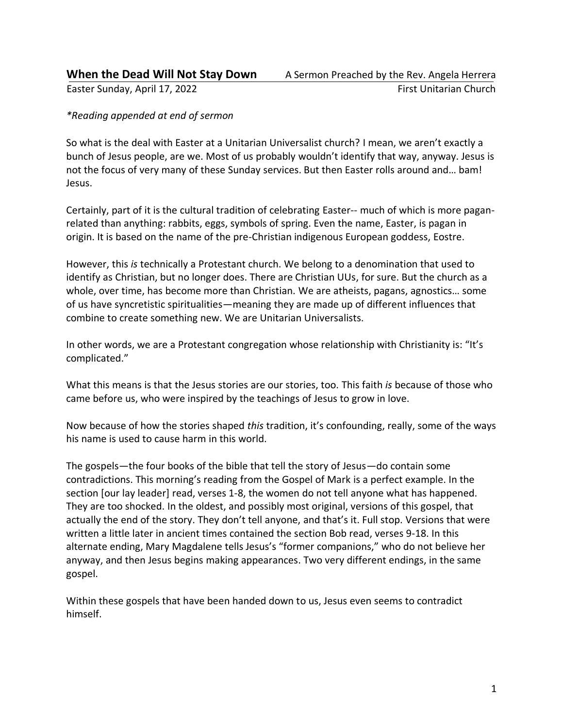# When the Dead Will Not Stay Down

A Sermon Preached by the Rev. Angela Herrera

Easter Sunday, April 17, 2022

First Unitarian Church

*\*Reading appended at end of sermon*

So what is the deal with Easter at a Unitarian Universalist church? I mean, we aren't exactly a bunch of Jesus people, are we. Most of us probably wouldn't identify that way, anyway. Jesus is not the focus of very many of these Sunday services. But then Easter rolls around and… bam! Jesus.

Certainly, part of it is the cultural tradition of celebrating Easter-- much of which is more pagan-related than anything: rabbits, eggs, symbols of spring. Even the name, Easter, is pagan in origin. It is based on the name of the pre-Christian indigenous European goddess, Eostre.

However, this *is* technically a Protestant church. We belong to a denomination that used to identify as Christian, but no longer does. There are Christian UUs, for sure. But the church as a whole, over time, has become more than Christian. We are atheists, pagans, agnostics… some of us have syncretistic spiritualities—meaning they are made up of different influences that combine to create something new. We are Unitarian Universalists.

In other words, we are a Protestant congregation whose relationship with Christianity is: "It's complicated."

What this means is that the Jesus stories are our stories, too. This faith *is* because of those who came before us, who were inspired by the teachings of Jesus to grow in love.

Now because of how the stories shaped *this* tradition, it's confounding, really, some of the ways his name is used to cause harm in this world.

The gospels—the four books of the bible that tell the story of Jesus—do contain some contradictions. This morning's reading from the Gospel of Mark is a perfect example. In the section [our lay leader] read, verses 1-8, the women do not tell anyone what has happened. They are too shocked. In the oldest, and possibly most original, versions of this gospel, that actually the end of the story. They don't tell anyone, and that's it. Full stop. Versions that were written a little later in ancient times contained the section Bob read, verses 9-18. In this alternate ending, Mary Magdalene tells Jesus's "former companions," who do not believe her anyway, and then Jesus begins making appearances. Two very different endings, in the same gospel.

Within these gospels that have been handed down to us, Jesus even seems to contradict himself.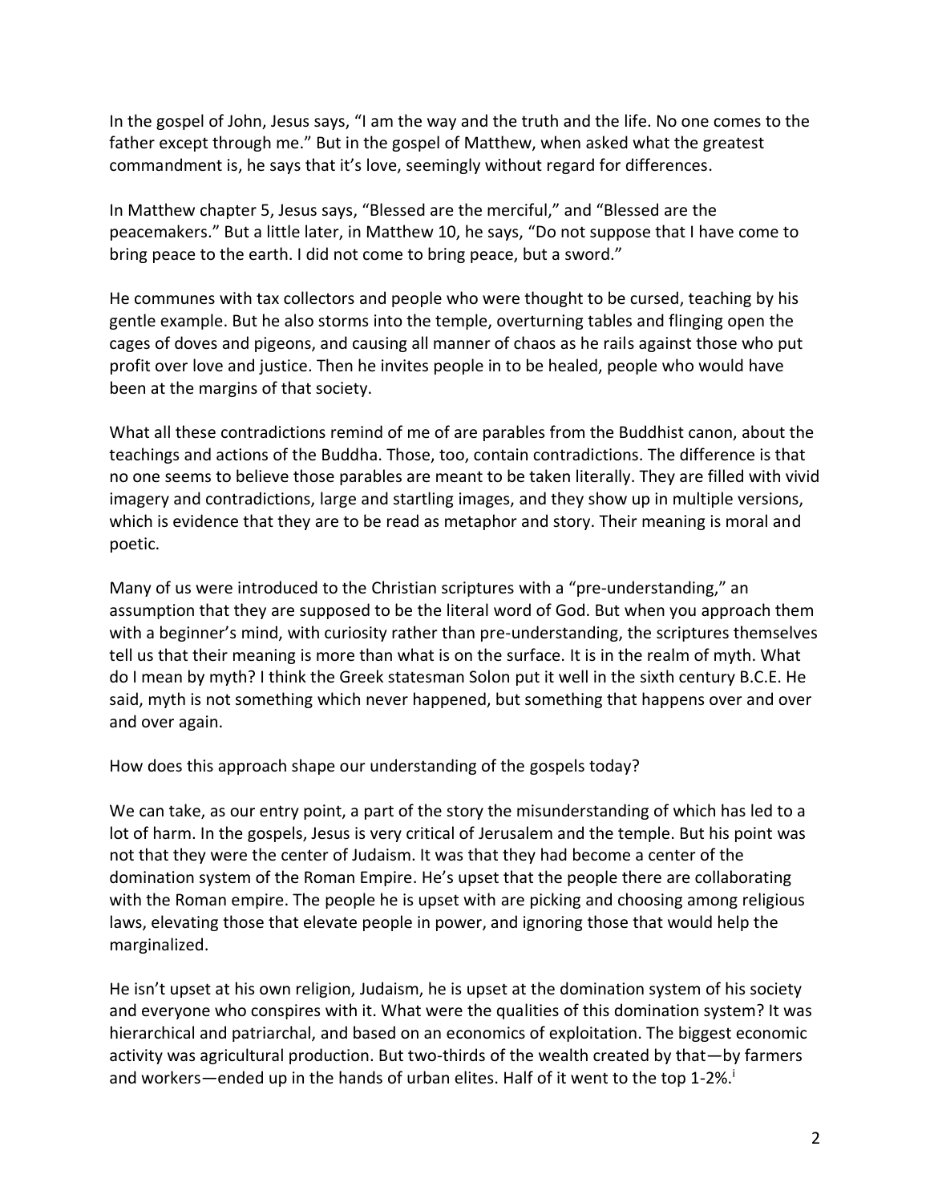In the gospel of John, Jesus says, "I am the way and the truth and the life. No one comes to the father except through me." But in the gospel of Matthew, when asked what the greatest commandment is, he says that it's love, seemingly without regard for differences.

In Matthew chapter 5, Jesus says, "Blessed are the merciful," and "Blessed are the peacemakers." But a little later, in Matthew 10, he says, "Do not suppose that I have come to bring peace to the earth. I did not come to bring peace, but a sword."

He communes with tax collectors and people who were thought to be cursed, teaching by his gentle example. But he also storms into the temple, overturning tables and flinging open the cages of doves and pigeons, and causing all manner of chaos as he rails against those who put profit over love and justice. Then he invites people in to be healed, people who would have been at the margins of that society.

What all these contradictions remind of me of are parables from the Buddhist canon, about the teachings and actions of the Buddha. Those, too, contain contradictions. The difference is that no one seems to believe those parables are meant to be taken literally. They are filled with vivid imagery and contradictions, large and startling images, and they show up in multiple versions, which is evidence that they are to be read as metaphor and story. Their meaning is moral and poetic.

Many of us were introduced to the Christian scriptures with a "pre-understanding," an assumption that they are supposed to be the literal word of God. But when you approach them with a beginner's mind, with curiosity rather than pre-understanding, the scriptures themselves tell us that their meaning is more than what is on the surface. It is in the realm of myth. What do I mean by myth? I think the Greek statesman Solon put it well in the sixth century B.C.E. He said, myth is not something which never happened, but something that happens over and over and over again.

How does this approach shape our understanding of the gospels today?

We can take, as our entry point, a part of the story the misunderstanding of which has led to a lot of harm. In the gospels, Jesus is very critical of Jerusalem and the temple. But his point was not that they were the center of Judaism. It was that they had become a center of the domination system of the Roman Empire. He's upset that the people there are collaborating with the Roman empire. The people he is upset with are picking and choosing among religious laws, elevating those that elevate people in power, and ignoring those that would help the marginalized.

He isn't upset at his own religion, Judaism, he is upset at the domination system of his society and everyone who conspires with it. What were the qualities of this domination system? It was hierarchical and patriarchal, and based on an economics of exploitation. The biggest economic activity was agricultural production. But two-thirds of the wealth created by that—by farmers and workers—ended up in the hands of urban elites. Half of it went to the top 1-2%.[i]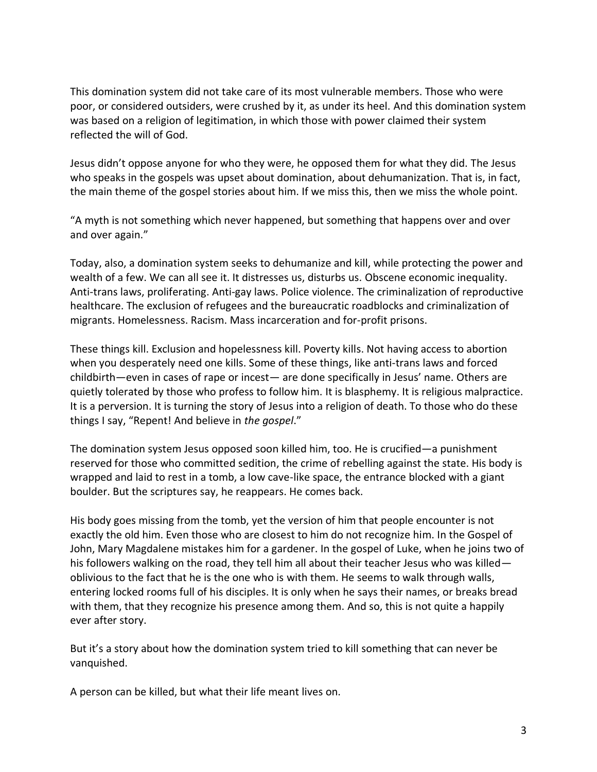This domination system did not take care of its most vulnerable members. Those who were poor, or considered outsiders, were crushed by it, as under its heel. And this domination system was based on a religion of legitimation, in which those with power claimed their system reflected the will of God.

Jesus didn't oppose anyone for who they were, he opposed them for what they did. The Jesus who speaks in the gospels was upset about domination, about dehumanization. That is, in fact, the main theme of the gospel stories about him. If we miss this, then we miss the whole point.

"A myth is not something which never happened, but something that happens over and over and over again."

Today, also, a domination system seeks to dehumanize and kill, while protecting the power and wealth of a few. We can all see it. It distresses us, disturbs us. Obscene economic inequality. Anti-trans laws, proliferating. Anti-gay laws. Police violence. The criminalization of reproductive healthcare. The exclusion of refugees and the bureaucratic roadblocks and criminalization of migrants. Homelessness. Racism. Mass incarceration and for-profit prisons.

These things kill. Exclusion and hopelessness kill. Poverty kills. Not having access to abortion when you desperately need one kills. Some of these things, like anti-trans laws and forced childbirth—even in cases of rape or incest— are done specifically in Jesus' name. Others are quietly tolerated by those who profess to follow him. It is blasphemy. It is religious malpractice. It is a perversion. It is turning the story of Jesus into a religion of death. To those who do these things I say, "Repent! And believe in *the gospel*."

The domination system Jesus opposed soon killed him, too. He is crucified—a punishment reserved for those who committed sedition, the crime of rebelling against the state. His body is wrapped and laid to rest in a tomb, a low cave-like space, the entrance blocked with a giant boulder. But the scriptures say, he reappears. He comes back.

His body goes missing from the tomb, yet the version of him that people encounter is not exactly the old him. Even those who are closest to him do not recognize him. In the Gospel of John, Mary Magdalene mistakes him for a gardener. In the gospel of Luke, when he joins two of his followers walking on the road, they tell him all about their teacher Jesus who was killed—oblivious to the fact that he is the one who is with them. He seems to walk through walls, entering locked rooms full of his disciples. It is only when he says their names, or breaks bread with them, that they recognize his presence among them. And so, this is not quite a happily ever after story.

But it's a story about how the domination system tried to kill something that can never be vanquished.

A person can be killed, but what their life meant lives on.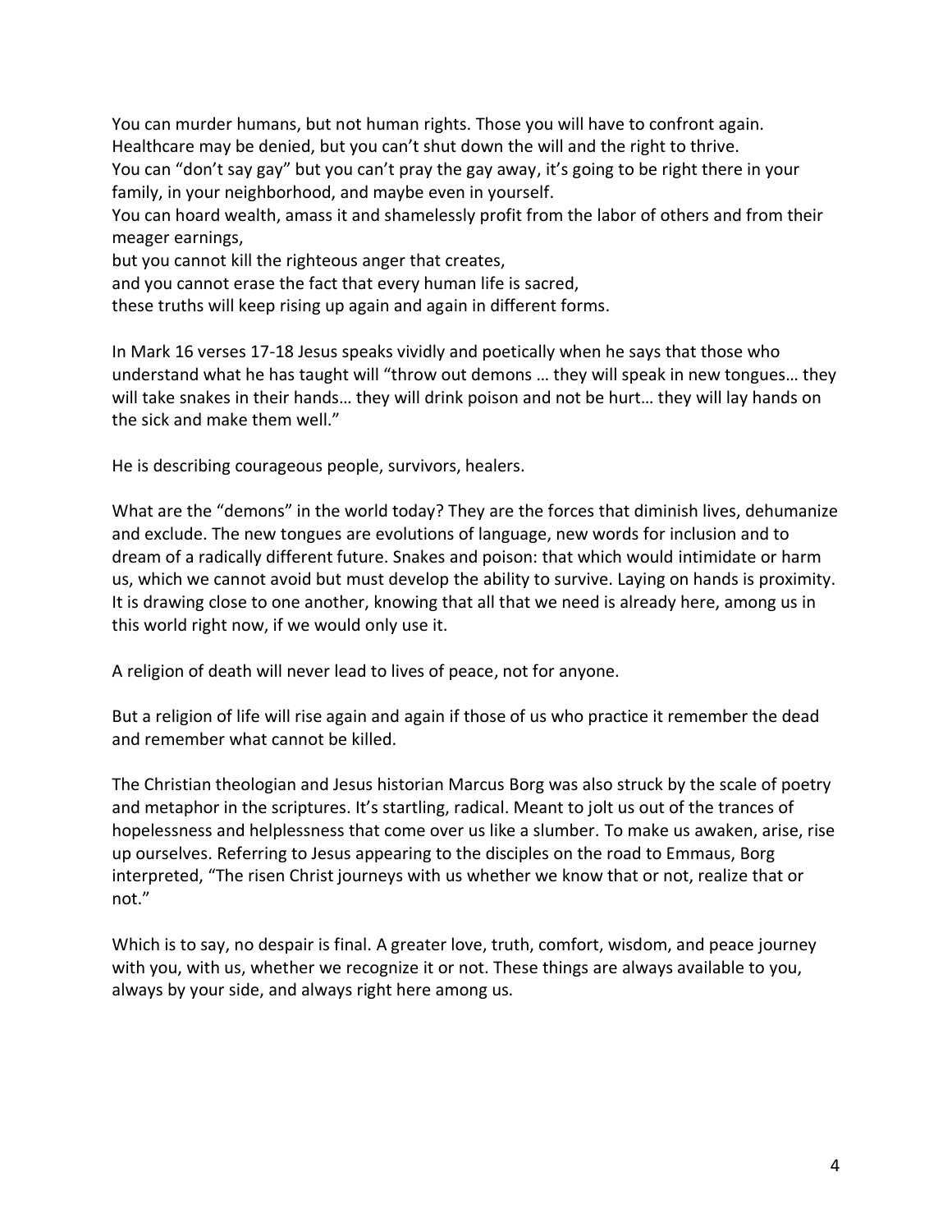You can murder humans, but not human rights. Those you will have to confront again.
Healthcare may be denied, but you can't shut down the will and the right to thrive.
You can "don't say gay" but you can't pray the gay away, it's going to be right there in your family, in your neighborhood, and maybe even in yourself.
You can hoard wealth, amass it and shamelessly profit from the labor of others and from their meager earnings,
but you cannot kill the righteous anger that creates,
and you cannot erase the fact that every human life is sacred,
these truths will keep rising up again and again in different forms.

In Mark 16 verses 17-18 Jesus speaks vividly and poetically when he says that those who understand what he has taught will "throw out demons … they will speak in new tongues… they will take snakes in their hands… they will drink poison and not be hurt… they will lay hands on the sick and make them well."

He is describing courageous people, survivors, healers.

What are the "demons" in the world today? They are the forces that diminish lives, dehumanize and exclude. The new tongues are evolutions of language, new words for inclusion and to dream of a radically different future. Snakes and poison: that which would intimidate or harm us, which we cannot avoid but must develop the ability to survive. Laying on hands is proximity. It is drawing close to one another, knowing that all that we need is already here, among us in this world right now, if we would only use it.

A religion of death will never lead to lives of peace, not for anyone.

But a religion of life will rise again and again if those of us who practice it remember the dead and remember what cannot be killed.

The Christian theologian and Jesus historian Marcus Borg was also struck by the scale of poetry and metaphor in the scriptures. It's startling, radical. Meant to jolt us out of the trances of hopelessness and helplessness that come over us like a slumber. To make us awaken, arise, rise up ourselves. Referring to Jesus appearing to the disciples on the road to Emmaus, Borg interpreted, "The risen Christ journeys with us whether we know that or not, realize that or not."

Which is to say, no despair is final. A greater love, truth, comfort, wisdom, and peace journey with you, with us, whether we recognize it or not. These things are always available to you, always by your side, and always right here among us.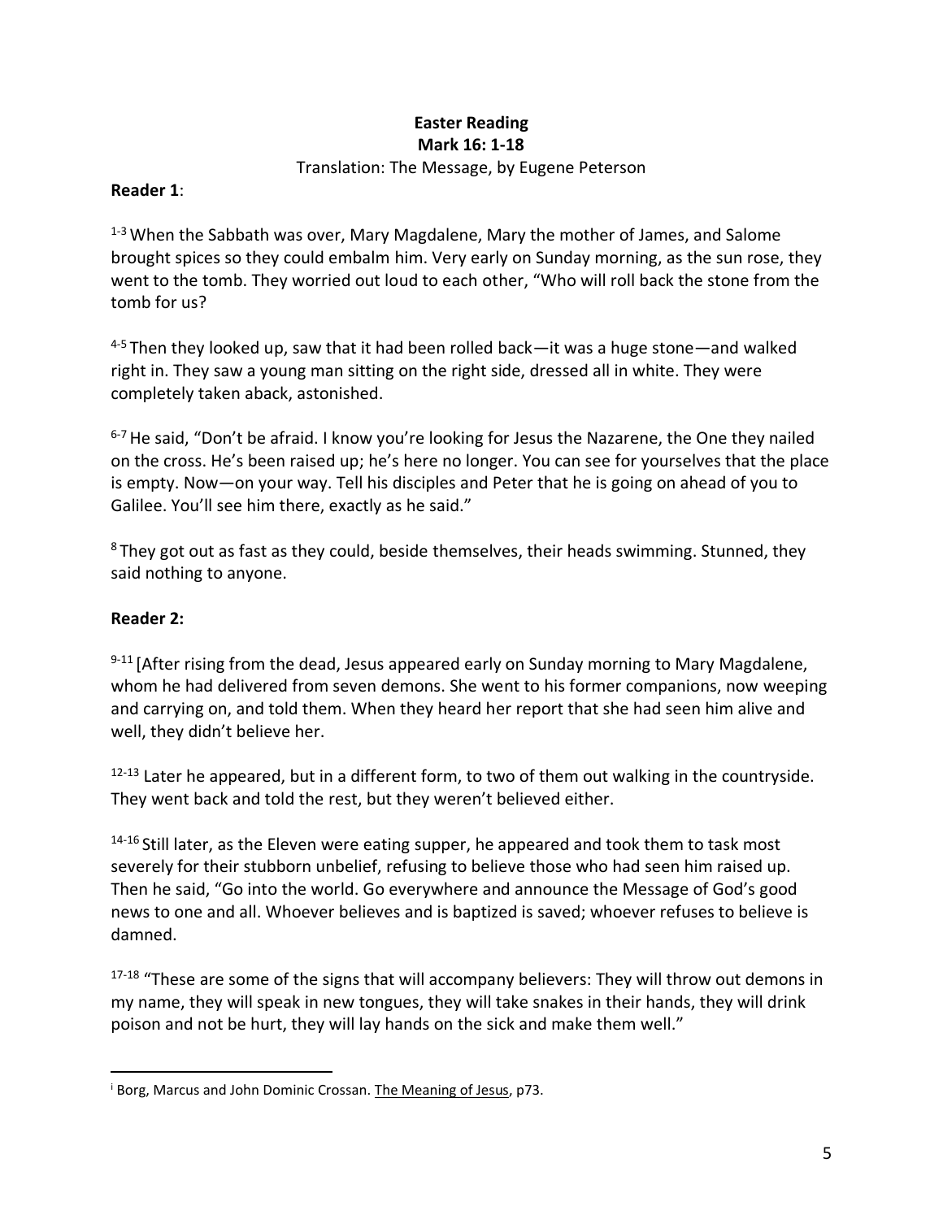**Easter Reading**
**Mark 16: 1-18**

Translation: The Message, by Eugene Peterson

**Reader 1**:

1-3 When the Sabbath was over, Mary Magdalene, Mary the mother of James, and Salome brought spices so they could embalm him. Very early on Sunday morning, as the sun rose, they went to the tomb. They worried out loud to each other, "Who will roll back the stone from the tomb for us?

4-5 Then they looked up, saw that it had been rolled back—it was a huge stone—and walked right in. They saw a young man sitting on the right side, dressed all in white. They were completely taken aback, astonished.

6-7 He said, "Don't be afraid. I know you're looking for Jesus the Nazarene, the One they nailed on the cross. He's been raised up; he's here no longer. You can see for yourselves that the place is empty. Now—on your way. Tell his disciples and Peter that he is going on ahead of you to Galilee. You'll see him there, exactly as he said."

8 They got out as fast as they could, beside themselves, their heads swimming. Stunned, they said nothing to anyone.

**Reader 2:**

9-11 [After rising from the dead, Jesus appeared early on Sunday morning to Mary Magdalene, whom he had delivered from seven demons. She went to his former companions, now weeping and carrying on, and told them. When they heard her report that she had seen him alive and well, they didn't believe her.

12-13 Later he appeared, but in a different form, to two of them out walking in the countryside. They went back and told the rest, but they weren't believed either.

14-16 Still later, as the Eleven were eating supper, he appeared and took them to task most severely for their stubborn unbelief, refusing to believe those who had seen him raised up. Then he said, "Go into the world. Go everywhere and announce the Message of God's good news to one and all. Whoever believes and is baptized is saved; whoever refuses to believe is damned.

17-18 "These are some of the signs that will accompany believers: They will throw out demons in my name, they will speak in new tongues, they will take snakes in their hands, they will drink poison and not be hurt, they will lay hands on the sick and make them well."

---

[i] Borg, Marcus and John Dominic Crossan. The Meaning of Jesus, p73.